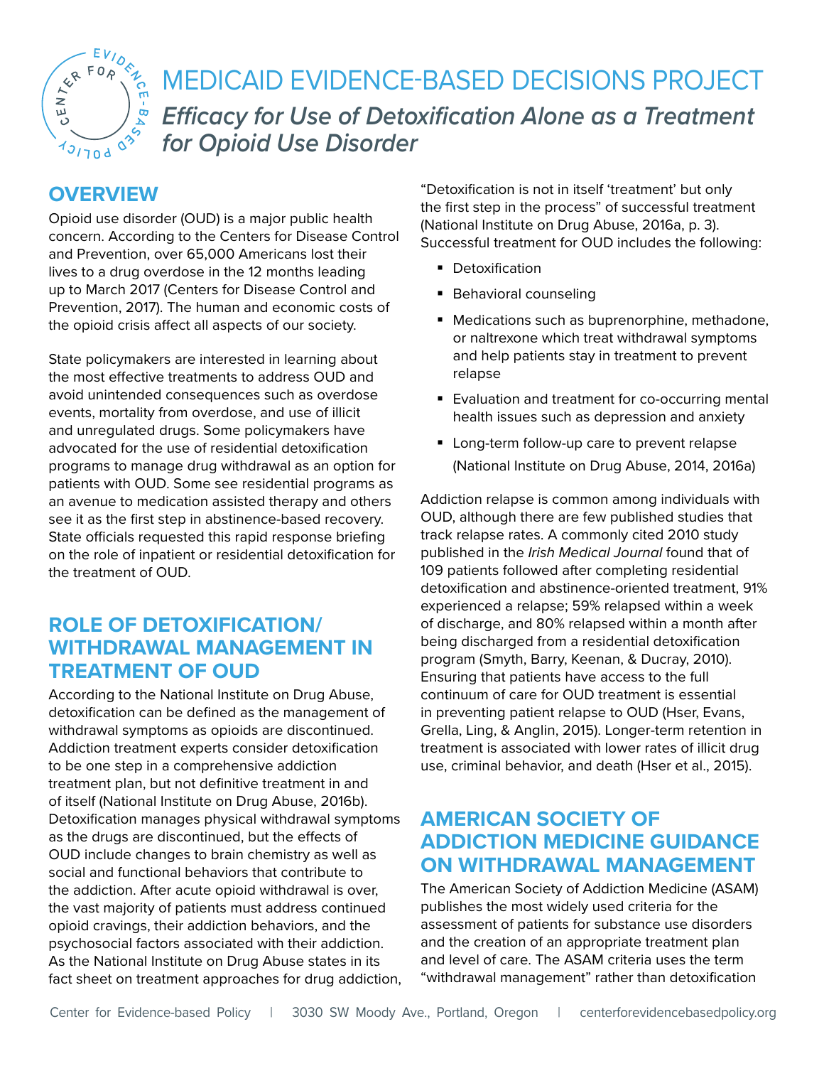# MEDICAID EVIDENCE-BASED DECISIONS PROJECT

## *Efficacy for Use of Detoxification Alone as a Treatment for Opioid Use Disorder*

## OVERVIEW

Opioid use disorder (OUD) is a major public health concern. According to the Centers for Disease Control and Prevention, over 65,000 Americans lost their lives to a drug overdose in the 12 months leading up to March 2017 (Centers for Disease Control and Prevention, 2017). The human and economic costs of the opioid crisis affect all aspects of our society.

State policymakers are interested in learning about the most effective treatments to address OUD and avoid unintended consequences such as overdose events, mortality from overdose, and use of illicit and unregulated drugs. Some policymakers have advocated for the use of residential detoxification programs to manage drug withdrawal as an option for patients with OUD. Some see residential programs as an avenue to medication assisted therapy and others see it as the first step in abstinence-based recovery. State officials requested this rapid response briefing on the role of inpatient or residential detoxification for the treatment of OUD.

## ROLE OF DETOXIFICATION/ WITHDRAWAL MANAGEMENT IN TREATMENT OF OUD

According to the National Institute on Drug Abuse, detoxification can be defined as the management of withdrawal symptoms as opioids are discontinued. Addiction treatment experts consider detoxification to be one step in a comprehensive addiction treatment plan, but not definitive treatment in and of itself (National Institute on Drug Abuse, 2016b). Detoxification manages physical withdrawal symptoms as the drugs are discontinued, but the effects of OUD include changes to brain chemistry as well as social and functional behaviors that contribute to the addiction. After acute opioid withdrawal is over, the vast majority of patients must address continued opioid cravings, their addiction behaviors, and the psychosocial factors associated with their addiction. As the National Institute on Drug Abuse states in its fact sheet on treatment approaches for drug addiction, "Detoxification is not in itself 'treatment' but only the first step in the process" of successful treatment (National Institute on Drug Abuse, 2016a, p. 3). Successful treatment for OUD includes the following:

- Detoxification
- Behavioral counseling
- Medications such as buprenorphine, methadone, or naltrexone which treat withdrawal symptoms and help patients stay in treatment to prevent relapse
- Evaluation and treatment for co-occurring mental health issues such as depression and anxiety
- Long-term follow-up care to prevent relapse

(National Institute on Drug Abuse, 2014, 2016a)

Addiction relapse is common among individuals with OUD, although there are few published studies that track relapse rates. A commonly cited 2010 study published in the *Irish Medical Journal* found that of 109 patients followed after completing residential detoxification and abstinence-oriented treatment, 91% experienced a relapse; 59% relapsed within a week of discharge, and 80% relapsed within a month after being discharged from a residential detoxification program (Smyth, Barry, Keenan, & Ducray, 2010). Ensuring that patients have access to the full continuum of care for OUD treatment is essential in preventing patient relapse to OUD (Hser, Evans, Grella, Ling, & Anglin, 2015). Longer-term retention in treatment is associated with lower rates of illicit drug use, criminal behavior, and death (Hser et al., 2015).

## AMERICAN SOCIETY OF ADDICTION MEDICINE GUIDANCE ON WITHDRAWAL MANAGEMENT

The American Society of Addiction Medicine (ASAM) publishes the most widely used criteria for the assessment of patients for substance use disorders and the creation of an appropriate treatment plan and level of care. The ASAM criteria uses the term "withdrawal management" rather than detoxification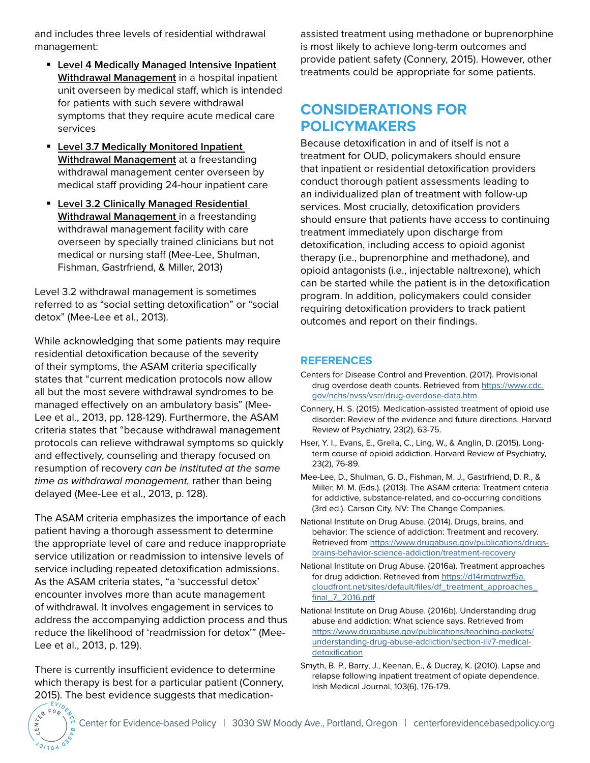and includes three levels of residential withdrawal management:

- **Level 4 Medically Managed Intensive Inpatient Withdrawal Management** in a hospital inpatient unit overseen by medical staff, which is intended for patients with such severe withdrawal symptoms that they require acute medical care services
- **Level 3.7 Medically Monitored Inpatient Withdrawal Management** at a freestanding withdrawal management center overseen by medical staff providing 24-hour inpatient care
- **Level 3.2 Clinically Managed Residential Withdrawal Management** in a freestanding withdrawal management facility with care overseen by specially trained clinicians but not medical or nursing staff (Mee-Lee, Shulman, Fishman, Gastrfriend, & Miller, 2013)

Level 3.2 withdrawal management is sometimes referred to as "social setting detoxification" or "social detox" (Mee-Lee et al., 2013).

While acknowledging that some patients may require residential detoxification because of the severity of their symptoms, the ASAM criteria specifically states that "current medication protocols now allow all but the most severe withdrawal syndromes to be managed effectively on an ambulatory basis" (Mee-Lee et al., 2013, pp. 128-129). Furthermore, the ASAM criteria states that "because withdrawal management protocols can relieve withdrawal symptoms so quickly and effectively, counseling and therapy focused on resumption of recovery *can be instituted at the same time as withdrawal management,* rather than being delayed (Mee-Lee et al., 2013, p. 128).

The ASAM criteria emphasizes the importance of each patient having a thorough assessment to determine the appropriate level of care and reduce inappropriate service utilization or readmission to intensive levels of service including repeated detoxification admissions. As the ASAM criteria states, "a 'successful detox' encounter involves more than acute management of withdrawal. It involves engagement in services to address the accompanying addiction process and thus reduce the likelihood of 'readmission for detox'" (Mee-Lee et al., 2013, p. 129).

There is currently insufficient evidence to determine which therapy is best for a particular patient (Connery, 2015). The best evidence suggests that medication-assisted treatment using methadone or buprenorphine is most likely to achieve long-term outcomes and provide patient safety (Connery, 2015). However, other treatments could be appropriate for some patients.

## CONSIDERATIONS FOR POLICYMAKERS

Because detoxification in and of itself is not a treatment for OUD, policymakers should ensure that inpatient or residential detoxification providers conduct thorough patient assessments leading to an individualized plan of treatment with follow-up services. Most crucially, detoxification providers should ensure that patients have access to continuing treatment immediately upon discharge from detoxification, including access to opioid agonist therapy (i.e., buprenorphine and methadone), and opioid antagonists (i.e., injectable naltrexone), which can be started while the patient is in the detoxification program. In addition, policymakers could consider requiring detoxification providers to track patient outcomes and report on their findings.

### REFERENCES

Centers for Disease Control and Prevention. (2017). Provisional drug overdose death counts. Retrieved from https://www.cdc.gov/nchs/nvss/vsrr/drug-overdose-data.htm

Connery, H. S. (2015). Medication-assisted treatment of opioid use disorder: Review of the evidence and future directions. Harvard Review of Psychiatry, 23(2), 63-75.

Hser, Y. I., Evans, E., Grella, C., Ling, W., & Anglin, D. (2015). Long-term course of opioid addiction. Harvard Review of Psychiatry, 23(2), 76-89.

Mee-Lee, D., Shulman, G. D., Fishman, M. J., Gastrfriend, D. R., & Miller, M. M. (Eds.). (2013). The ASAM criteria: Treatment criteria for addictive, substance-related, and co-occurring conditions (3rd ed.). Carson City, NV: The Change Companies.

National Institute on Drug Abuse. (2014). Drugs, brains, and behavior: The science of addiction: Treatment and recovery. Retrieved from https://www.drugabuse.gov/publications/drugs-brains-behavior-science-addiction/treatment-recovery

National Institute on Drug Abuse. (2016a). Treatment approaches for drug addiction. Retrieved from https://d14rmgtrwzf5a.cloudfront.net/sites/default/files/df_treatment_approaches_final_7_2016.pdf

National Institute on Drug Abuse. (2016b). Understanding drug abuse and addiction: What science says. Retrieved from https://www.drugabuse.gov/publications/teaching-packets/understanding-drug-abuse-addiction/section-iii/7-medical-detoxification

Smyth, B. P., Barry, J., Keenan, E., & Ducray, K. (2010). Lapse and relapse following inpatient treatment of opiate dependence. Irish Medical Journal, 103(6), 176-179.